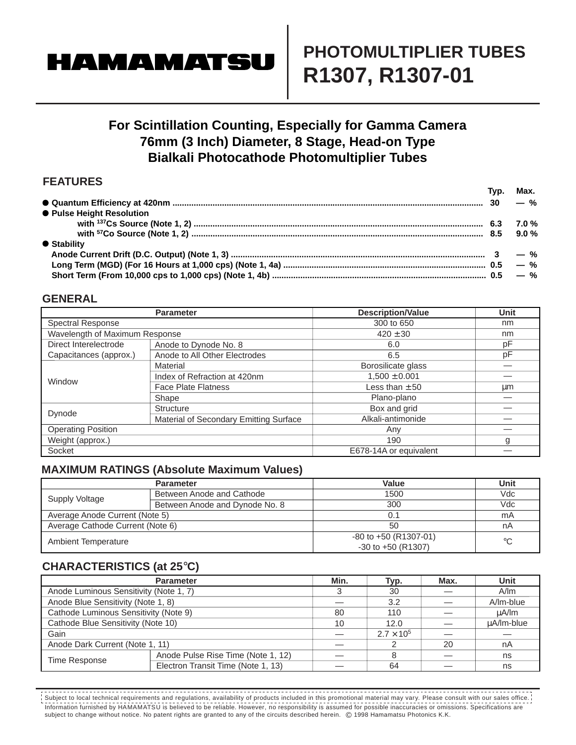# HAMAMATSU

## PHOTOMULTIPLIER TUBES R1307, R1307-01

### For Scintillation Counting, Especially for Gamma Camera 76mm (3 Inch) Diameter, 8 Stage, Head-on Type Bialkali Photocathode Photomultiplier Tubes

## FEATURES

| | Typ. | Max. | |
|---|---|---|---|
| ● **Quantum Efficiency at 420nm** | 30 | — | % |
| ● **Pulse Height Resolution** | | | |
| with $^{137}$Cs Source (Note 1, 2) | 6.3 | 7.0 | % |
| with $^{57}$Co Source (Note 1, 2) | 8.5 | 9.0 | % |
| ● **Stability** | | | |
| Anode Current Drift (D.C. Output) (Note 1, 3) | 3 | — | % |
| Long Term (MGD) (For 16 Hours at 1,000 cps) (Note 1, 4a) | 0.5 | — | % |
| Short Term (From 10,000 cps to 1,000 cps) (Note 1, 4b) | 0.5 | — | % |

## GENERAL

| Parameter | | Description/Value | Unit |
|---|---|---|---|
| Spectral Response | | 300 to 650 | nm |
| Wavelength of Maximum Response | | 420 ± 30 | nm |
| Direct Interelectrode Capacitances (approx.) | Anode to Dynode No. 8 | 6.0 | pF |
| | Anode to All Other Electrodes | 6.5 | pF |
| Window | Material | Borosilicate glass | — |
| | Index of Refraction at 420nm | 1,500 ± 0.001 | — |
| | Face Plate Flatness | Less than ± 50 | µm |
| | Shape | Plano-plano | — |
| Dynode | Structure | Box and grid | — |
| | Material of Secondary Emitting Surface | Alkali-antimonide | — |
| Operating Position | | Any | — |
| Weight (approx.) | | 190 | g |
| Socket | | E678-14A or equivalent | — |

## MAXIMUM RATINGS (Absolute Maximum Values)

| Parameter | | Value | Unit |
|---|---|---|---|
| Supply Voltage | Between Anode and Cathode | 1500 | Vdc |
| | Between Anode and Dynode No. 8 | 300 | Vdc |
| Average Anode Current (Note 5) | | 0.1 | mA |
| Average Cathode Current (Note 6) | | 50 | nA |
| Ambient Temperature | | -80 to +50 (R1307-01)<br>-30 to +50 (R1307) | °C |

## CHARACTERISTICS (at 25°C)

| Parameter | | Min. | Typ. | Max. | Unit |
|---|---|---|---|---|---|
| Anode Luminous Sensitivity (Note 1, 7) | | 3 | 30 | — | A/lm |
| Anode Blue Sensitivity (Note 1, 8) | | — | 3.2 | — | A/lm-blue |
| Cathode Luminous Sensitivity (Note 9) | | 80 | 110 | — | µA/lm |
| Cathode Blue Sensitivity (Note 10) | | 10 | 12.0 | — | µA/lm-blue |
| Gain | | — | $2.7 \times 10^5$ | — | — |
| Anode Dark Current (Note 1, 11) | | — | 2 | 20 | nA |
| Time Response | Anode Pulse Rise Time (Note 1, 12) | — | 8 | — | ns |
| | Electron Transit Time (Note 1, 13) | — | 64 | — | ns |

Subject to local technical requirements and regulations, availability of products included in this promotional material may vary. Please consult with our sales office.
Information furnished by HAMAMATSU is believed to be reliable. However, no responsibility is assumed for possible inaccuracies or omissions. Specifications are subject to change without notice. No patent rights are granted to any of the circuits described herein. © 1998 Hamamatsu Photonics K.K.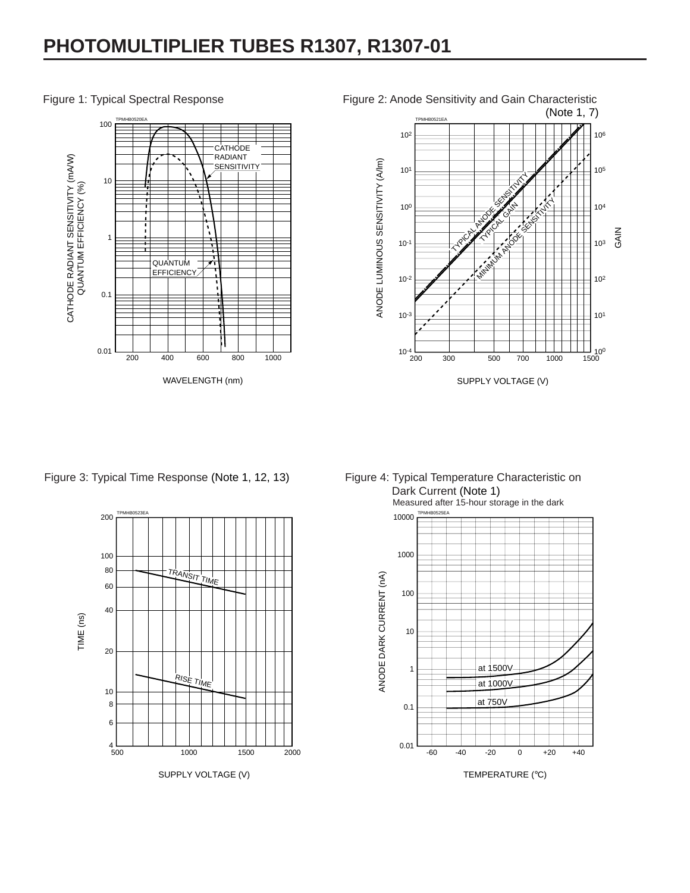# PHOTOMULTIPLIER TUBES R1307, R1307-01

Figure 1: Typical Spectral Response

Figure 2: Anode Sensitivity and Gain Characteristic (Note 1, 7)

Figure 3: Typical Time Response (Note 1, 12, 13)

Figure 4: Typical Temperature Characteristic on Dark Current (Note 1)

Measured after 15-hour storage in the dark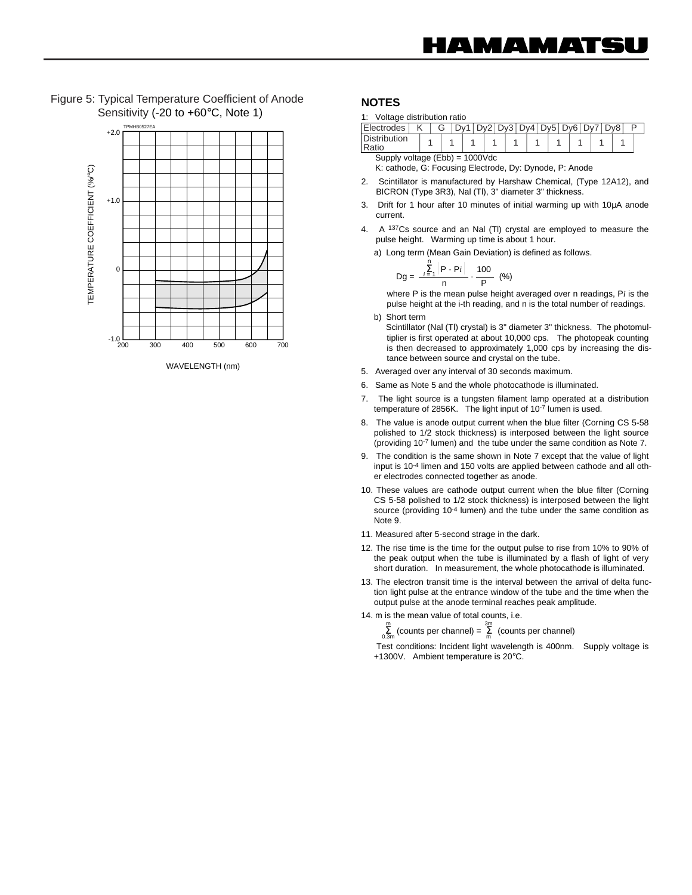Figure 5: Typical Temperature Coefficient of Anode Sensitivity (-20 to +60°C, Note 1)

## NOTES

1: Voltage distribution ratio

| Electrodes | K | | G | | Dy1 | | Dy2 | | Dy3 | | Dy4 | | Dy5 | | Dy6 | | Dy7 | | Dy8 | | P |
|---|---|---|---|---|---|---|---|---|---|---|---|---|---|---|---|---|---|---|---|---|---|
| Distribution Ratio | | 1 | | 1 | | 1 | | 1 | | 1 | | 1 | | 1 | | 1 | | 1 | | 1 | |

Supply voltage (Ebb) = 1000Vdc

K: cathode, G: Focusing Electrode, Dy: Dynode, P: Anode

2. Scintillator is manufactured by Harshaw Chemical, (Type 12A12), and BICRON (Type 3R3), NaI (Tl), 3" diameter 3" thickness.

3. Drift for 1 hour after 10 minutes of initial warming up with 10μA anode current.

4. A $^{137}Cs$ source and an NaI (Tl) crystal are employed to measure the pulse height. Warming up time is about 1 hour.

   a) Long term (Mean Gain Deviation) is defined as follows.

   $$Dg = \frac{\sum_{i=1}^{n} |P - P_i|}{n} \cdot \frac{100}{P} \quad (\%)$$

   where P is the mean pulse height averaged over n readings, $P_i$ is the pulse height at the i-th reading, and n is the total number of readings.

   b) Short term

   Scintillator (NaI (Tl) crystal) is 3" diameter 3" thickness. The photomultiplier is first operated at about 10,000 cps. The photopeak counting is then decreased to approximately 1,000 cps by increasing the distance between source and crystal on the tube.

5. Averaged over any interval of 30 seconds maximum.

6. Same as Note 5 and the whole photocathode is illuminated.

7. The light source is a tungsten filament lamp operated at a distribution temperature of 2856K. The light input of $10^{-7}$ lumen is used.

8. The value is anode output current when the blue filter (Corning CS 5-58 polished to 1/2 stock thickness) is interposed between the light source (providing $10^{-7}$ lumen) and the tube under the same condition as Note 7.

9. The condition is the same shown in Note 7 except that the value of light input is $10^{-4}$ limen and 150 volts are applied between cathode and all other electrodes connected together as anode.

10. These values are cathode output current when the blue filter (Corning CS 5-58 polished to 1/2 stock thickness) is interposed between the light source (providing $10^{-4}$ lumen) and the tube under the same condition as Note 9.

11. Measured after 5-second strage in the dark.

12. The rise time is the time for the output pulse to rise from 10% to 90% of the peak output when the tube is illuminated by a flash of light of very short duration. In measurement, the whole photocathode is illuminated.

13. The electron transit time is the interval between the arrival of delta function light pulse at the entrance window of the tube and the time when the output pulse at the anode terminal reaches peak amplitude.

14. m is the mean value of total counts, i.e.

    $$\sum_{0.3m}^{m} (\text{counts per channel}) = \sum_{m}^{3m} (\text{counts per channel})$$

    Test conditions: Incident light wavelength is 400nm. Supply voltage is +1300V. Ambient temperature is 20°C.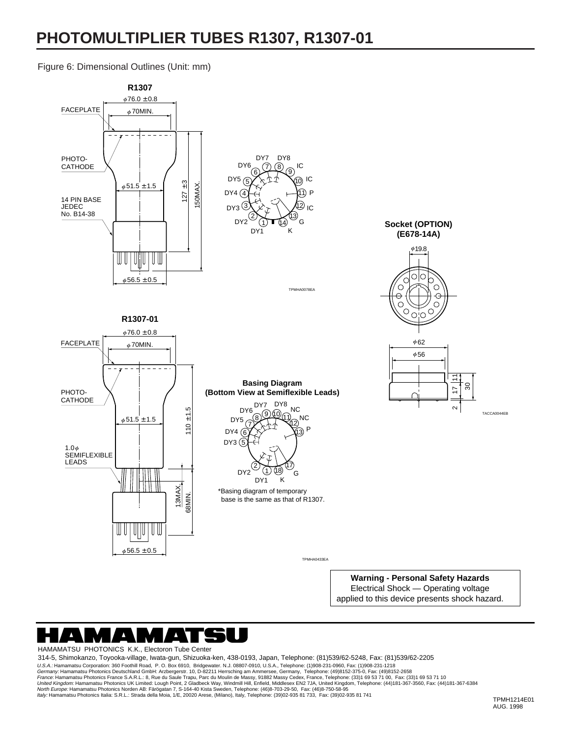# PHOTOMULTIPLIER TUBES R1307, R1307-01

Figure 6: Dimensional Outlines (Unit: mm)

**R1307**

φ76.0 ± 0.8
FACEPLATE
φ70MIN.
PHOTO-CATHODE
φ51.5 ± 1.5
127 ± 3
150MAX.
14 PIN BASE JEDEC No. B14-38
φ56.5 ± 0.5

DY7 DY8
DY6 IC
DY5 IC
DY4 P
DY3 IC
DY2 G
DY1 K

TPMHA0078EA

**Socket (OPTION) (E678-14A)**

φ19.8
φ62
φ56
11
17
30
2

TACCA0044EB

**R1307-01**

φ76.0 ± 0.8
FACEPLATE
φ70MIN.
PHOTO-CATHODE
φ51.5 ± 1.5
110 ± 1.5
1.0φ SEMIFLEXIBLE LEADS
13MAX.
68MIN.
φ56.5 ± 0.5

**Basing Diagram (Bottom View at Semiflexible Leads)**

DY7 DY8
DY6 NC
DY5 NC
DY4 P
DY3
DY2 G
DY1 K

*Basing diagram of temporary base is the same as that of R1307.

TPMHA0433EA

**Warning - Personal Safety Hazards**
Electrical Shock — Operating voltage applied to this device presents shock hazard.

HAMAMATSU

HAMAMATSU PHOTONICS K.K., Electoron Tube Center
314-5, Shimokanzo, Toyooka-village, Iwata-gun, Shizuoka-ken, 438-0193, Japan, Telephone: (81)539/62-5248, Fax: (81)539/62-2205
*U.S.A.:* Hamamatsu Corporation: 360 Foothill Road, P. O. Box 6910, Bridgewater. N.J. 08807-0910, U.S.A., Telephone: (1)908-231-0960, Fax: (1)908-231-1218
*Germany:* Hamamatsu Photonics Deutschland GmbH: Arzbergerstr. 10, D-82211 Herrsching am Ammersee, Germany, Telephone: (49)8152-375-0, Fax: (49)8152-2658
*France:* Hamamatsu Photonics France S.A.R.L.: 8, Rue du Saule Trapu, Parc du Moulin de Massy, 91882 Massy Cedex, France, Telephone: (33)1 69 53 71 00, Fax: (33)1 69 53 71 10
*United Kingdom:* Hamamatsu Photonics UK Limited: Lough Point, 2 Gladbeck Way, Windmill Hill, Enfield, Middlesex EN2 7JA, United Kingdom, Telephone: (44)181-367-3560, Fax: (44)181-367-6384
*North Europe:* Hamamatsu Photonics Norden AB: Färögatan 7, S-164-40 Kista Sweden, Telephone: (46)8-703-29-50, Fax: (46)8-750-58-95
*Italy:* Hamamatsu Photonics Italia: S.R.L.: Strada della Moia, 1/E, 20020 Arese, (Milano), Italy, Telephone: (39)02-935 81 733, Fax: (39)02-935 81 741

TPMH1214E01
AUG. 1998